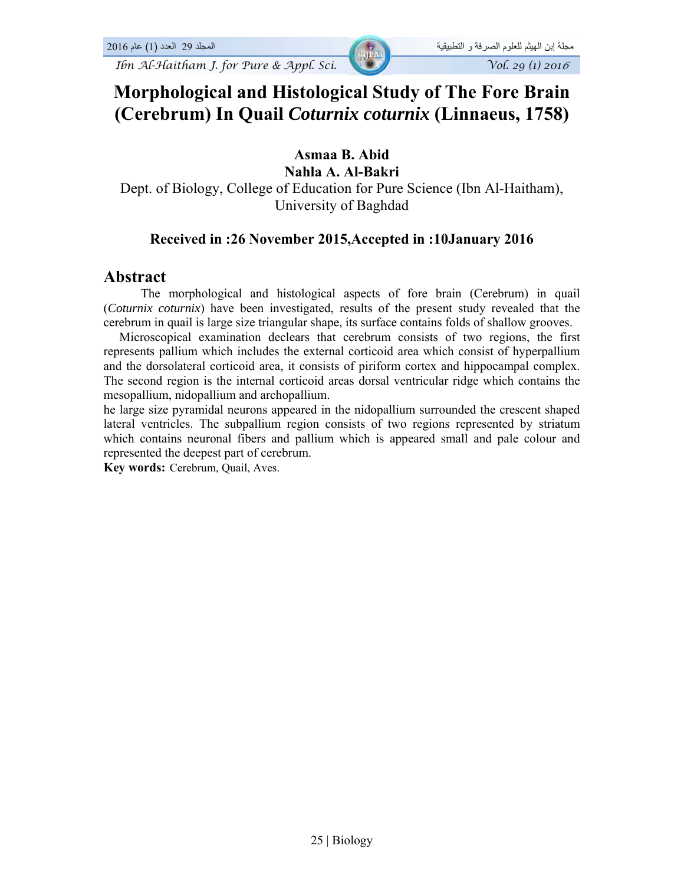# Morphological and Histological Study of The Fore Brain (Cerebrum) In Quail *Coturnix coturnix* (Linnaeus, 1758)

**Asmaa B. Abid**
**Nahla A. Al-Bakri**

Dept. of Biology, College of Education for Pure Science (Ibn Al-Haitham), University of Baghdad

**Received in :26 November 2015,Accepted in :10January 2016**

## Abstract

The morphological and histological aspects of fore brain (Cerebrum) in quail (*Coturnix coturnix*) have been investigated, results of the present study revealed that the cerebrum in quail is large size triangular shape, its surface contains folds of shallow grooves.

Microscopical examination declears that cerebrum consists of two regions, the first represents pallium which includes the external corticoid area which consist of hyperpallium and the dorsolateral corticoid area, it consists of piriform cortex and hippocampal complex. The second region is the internal corticoid areas dorsal ventricular ridge which contains the mesopallium, nidopallium and archopallium.

he large size pyramidal neurons appeared in the nidopallium surrounded the crescent shaped lateral ventricles. The subpallium region consists of two regions represented by striatum which contains neuronal fibers and pallium which is appeared small and pale colour and represented the deepest part of cerebrum.

**Key words:** Cerebrum, Quail, Aves.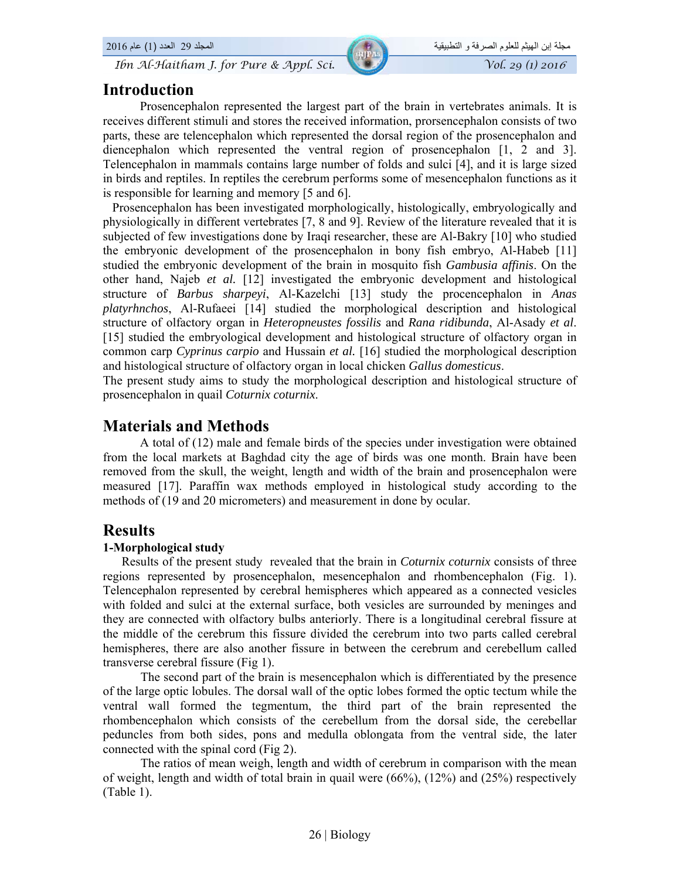# Introduction

Prosencephalon represented the largest part of the brain in vertebrates animals. It is receives different stimuli and stores the received information, prorsencephalon consists of two parts, these are telencephalon which represented the dorsal region of the prosencephalon and diencephalon which represented the ventral region of prosencephalon [1, 2 and 3]. Telencephalon in mammals contains large number of folds and sulci [4], and it is large sized in birds and reptiles. In reptiles the cerebrum performs some of mesencephalon functions as it is responsible for learning and memory [5 and 6].

Prosencephalon has been investigated morphologically, histologically, embryologically and physiologically in different vertebrates [7, 8 and 9]. Review of the literature revealed that it is subjected of few investigations done by Iraqi researcher, these are Al-Bakry [10] who studied the embryonic development of the prosencephalon in bony fish embryo, Al-Habeb [11] studied the embryonic development of the brain in mosquito fish *Gambusia affinis*. On the other hand, Najeb *et al.* [12] investigated the embryonic development and histological structure of *Barbus sharpeyi*, Al-Kazelchi [13] study the procencephalon in *Anas platyrhnchos*, Al-Rufaeei [14] studied the morphological description and histological structure of olfactory organ in *Heteropneustes fossilis* and *Rana ridibunda*, Al-Asady *et al*. [15] studied the embryological development and histological structure of olfactory organ in common carp *Cyprinus carpio* and Hussain *et al.* [16] studied the morphological description and histological structure of olfactory organ in local chicken *Gallus domesticus*.

The present study aims to study the morphological description and histological structure of prosencephalon in quail *Coturnix coturnix*.

# Materials and Methods

A total of (12) male and female birds of the species under investigation were obtained from the local markets at Baghdad city the age of birds was one month. Brain have been removed from the skull, the weight, length and width of the brain and prosencephalon were measured [17]. Paraffin wax methods employed in histological study according to the methods of (19 and 20 micrometers) and measurement in done by ocular.

# Results

### 1-Morphological study

Results of the present study revealed that the brain in *Coturnix coturnix* consists of three regions represented by prosencephalon, mesencephalon and rhombencephalon (Fig. 1). Telencephalon represented by cerebral hemispheres which appeared as a connected vesicles with folded and sulci at the external surface, both vesicles are surrounded by meninges and they are connected with olfactory bulbs anteriorly. There is a longitudinal cerebral fissure at the middle of the cerebrum this fissure divided the cerebrum into two parts called cerebral hemispheres, there are also another fissure in between the cerebrum and cerebellum called transverse cerebral fissure (Fig 1).

The second part of the brain is mesencephalon which is differentiated by the presence of the large optic lobules. The dorsal wall of the optic lobes formed the optic tectum while the ventral wall formed the tegmentum, the third part of the brain represented the rhombencephalon which consists of the cerebellum from the dorsal side, the cerebellar peduncles from both sides, pons and medulla oblongata from the ventral side, the later connected with the spinal cord (Fig 2).

The ratios of mean weigh, length and width of cerebrum in comparison with the mean of weight, length and width of total brain in quail were (66%), (12%) and (25%) respectively (Table 1).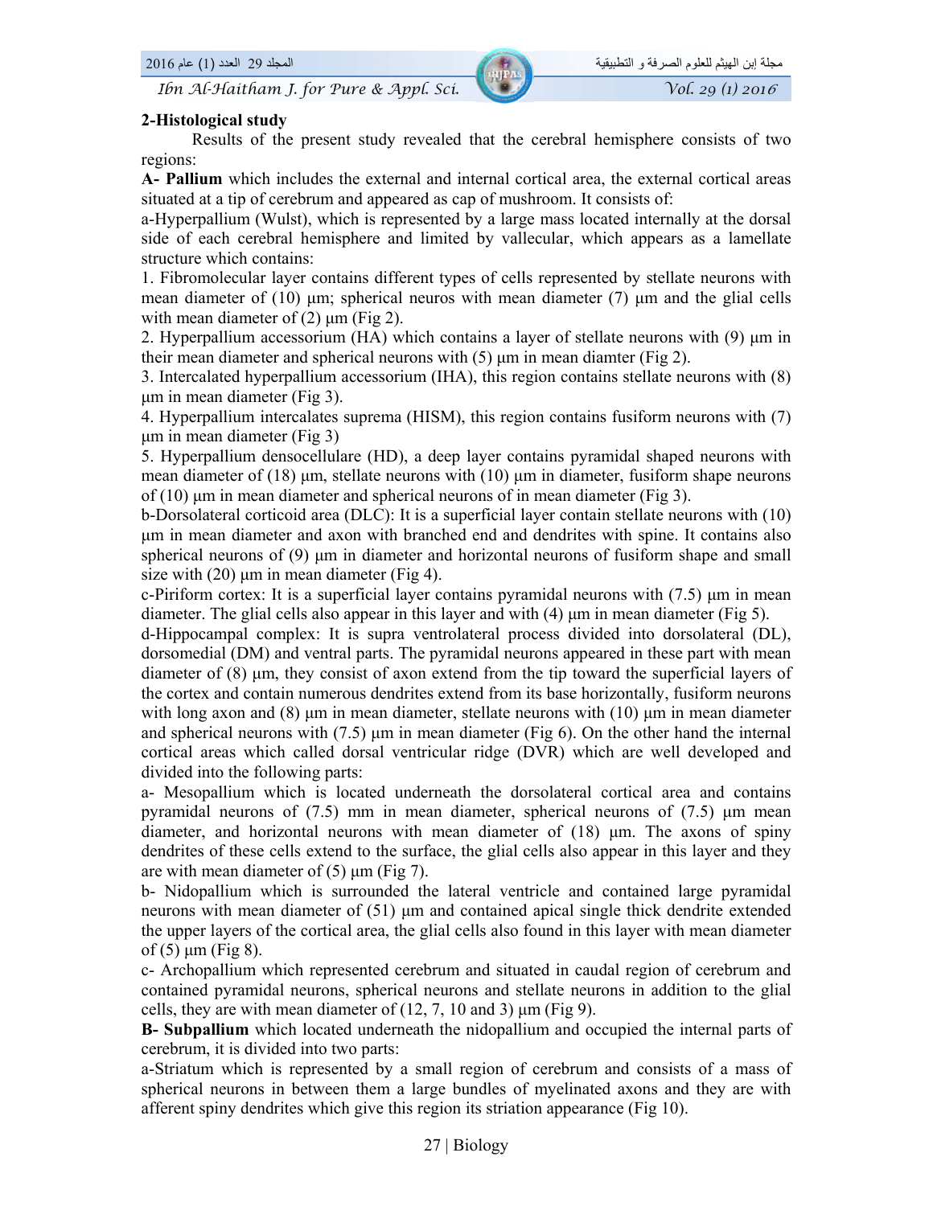## 2-Histological study

Results of the present study revealed that the cerebral hemisphere consists of two regions:

**A- Pallium** which includes the external and internal cortical area, the external cortical areas situated at a tip of cerebrum and appeared as cap of mushroom. It consists of:

a-Hyperpallium (Wulst), which is represented by a large mass located internally at the dorsal side of each cerebral hemisphere and limited by vallecular, which appears as a lamellate structure which contains:

1. Fibromolecular layer contains different types of cells represented by stellate neurons with mean diameter of (10) μm; spherical neuros with mean diameter (7) μm and the glial cells with mean diameter of (2) μm (Fig 2).
2. Hyperpallium accessorium (HA) which contains a layer of stellate neurons with (9) μm in their mean diameter and spherical neurons with (5) μm in mean diamter (Fig 2).
3. Intercalated hyperpallium accessorium (IHA), this region contains stellate neurons with (8) μm in mean diameter (Fig 3).
4. Hyperpallium intercalates suprema (HISM), this region contains fusiform neurons with (7) μm in mean diameter (Fig 3)
5. Hyperpallium densocellulare (HD), a deep layer contains pyramidal shaped neurons with mean diameter of (18) μm, stellate neurons with (10) μm in diameter, fusiform shape neurons of (10) μm in mean diameter and spherical neurons of in mean diameter (Fig 3).

b-Dorsolateral corticoid area (DLC): It is a superficial layer contain stellate neurons with (10) μm in mean diameter and axon with branched end and dendrites with spine. It contains also spherical neurons of (9) μm in diameter and horizontal neurons of fusiform shape and small size with (20) μm in mean diameter (Fig 4).

c-Piriform cortex: It is a superficial layer contains pyramidal neurons with (7.5) μm in mean diameter. The glial cells also appear in this layer and with (4) μm in mean diameter (Fig 5).

d-Hippocampal complex: It is supra ventrolateral process divided into dorsolateral (DL), dorsomedial (DM) and ventral parts. The pyramidal neurons appeared in these part with mean diameter of (8) μm, they consist of axon extend from the tip toward the superficial layers of the cortex and contain numerous dendrites extend from its base horizontally, fusiform neurons with long axon and (8) μm in mean diameter, stellate neurons with (10) μm in mean diameter and spherical neurons with (7.5) μm in mean diameter (Fig 6). On the other hand the internal cortical areas which called dorsal ventricular ridge (DVR) which are well developed and divided into the following parts:

a- Mesopallium which is located underneath the dorsolateral cortical area and contains pyramidal neurons of (7.5) mm in mean diameter, spherical neurons of (7.5) μm mean diameter, and horizontal neurons with mean diameter of (18) μm. The axons of spiny dendrites of these cells extend to the surface, the glial cells also appear in this layer and they are with mean diameter of (5) μm (Fig 7).

b- Nidopallium which is surrounded the lateral ventricle and contained large pyramidal neurons with mean diameter of (51) μm and contained apical single thick dendrite extended the upper layers of the cortical area, the glial cells also found in this layer with mean diameter of (5) μm (Fig 8).

c- Archopallium which represented cerebrum and situated in caudal region of cerebrum and contained pyramidal neurons, spherical neurons and stellate neurons in addition to the glial cells, they are with mean diameter of (12, 7, 10 and 3) μm (Fig 9).

**B- Subpallium** which located underneath the nidopallium and occupied the internal parts of cerebrum, it is divided into two parts:

a-Striatum which is represented by a small region of cerebrum and consists of a mass of spherical neurons in between them a large bundles of myelinated axons and they are with afferent spiny dendrites which give this region its striation appearance (Fig 10).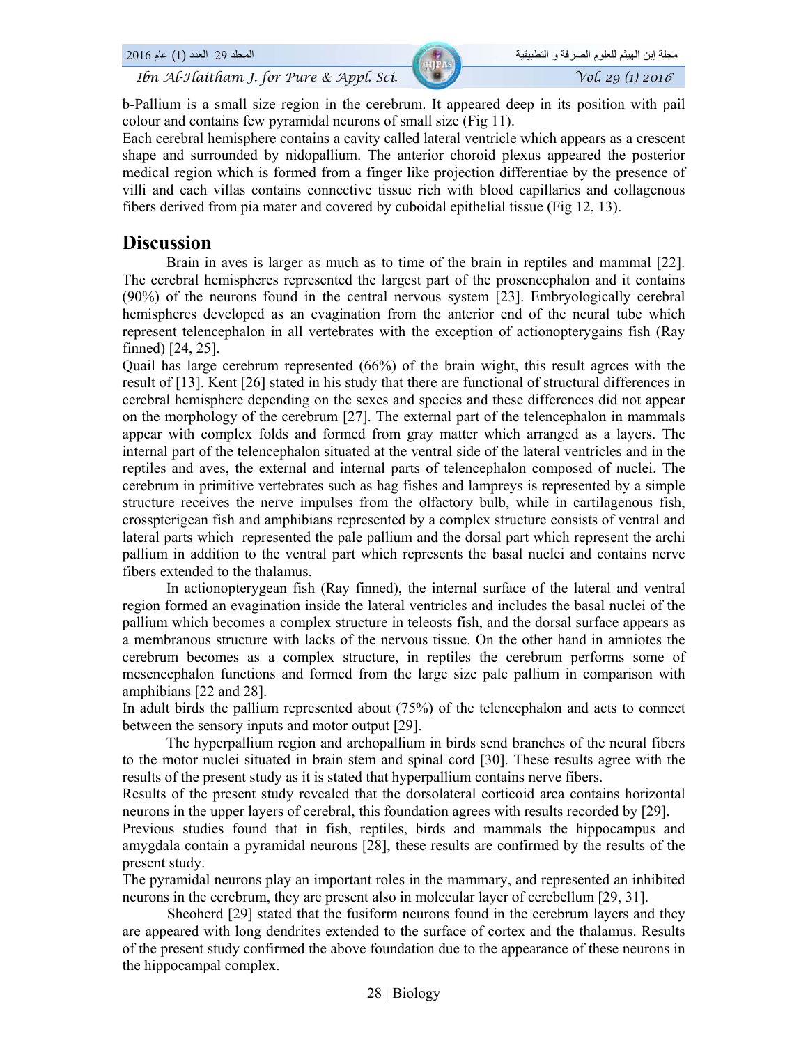b-Pallium is a small size region in the cerebrum. It appeared deep in its position with pail colour and contains few pyramidal neurons of small size (Fig 11).

Each cerebral hemisphere contains a cavity called lateral ventricle which appears as a crescent shape and surrounded by nidopallium. The anterior choroid plexus appeared the posterior medical region which is formed from a finger like projection differentiae by the presence of villi and each villas contains connective tissue rich with blood capillaries and collagenous fibers derived from pia mater and covered by cuboidal epithelial tissue (Fig 12, 13).

# Discussion

Brain in aves is larger as much as to time of the brain in reptiles and mammal [22]. The cerebral hemispheres represented the largest part of the prosencephalon and it contains (90%) of the neurons found in the central nervous system [23]. Embryologically cerebral hemispheres developed as an evagination from the anterior end of the neural tube which represent telencephalon in all vertebrates with the exception of actionopterygains fish (Ray finned) [24, 25].

Quail has large cerebrum represented (66%) of the brain wight, this result agrces with the result of [13]. Kent [26] stated in his study that there are functional of structural differences in cerebral hemisphere depending on the sexes and species and these differences did not appear on the morphology of the cerebrum [27]. The external part of the telencephalon in mammals appear with complex folds and formed from gray matter which arranged as a layers. The internal part of the telencephalon situated at the ventral side of the lateral ventricles and in the reptiles and aves, the external and internal parts of telencephalon composed of nuclei. The cerebrum in primitive vertebrates such as hag fishes and lampreys is represented by a simple structure receives the nerve impulses from the olfactory bulb, while in cartilagenous fish, crosspterigean fish and amphibians represented by a complex structure consists of ventral and lateral parts which represented the pale pallium and the dorsal part which represent the archi pallium in addition to the ventral part which represents the basal nuclei and contains nerve fibers extended to the thalamus.

In actionopterygean fish (Ray finned), the internal surface of the lateral and ventral region formed an evagination inside the lateral ventricles and includes the basal nuclei of the pallium which becomes a complex structure in teleosts fish, and the dorsal surface appears as a membranous structure with lacks of the nervous tissue. On the other hand in amniotes the cerebrum becomes as a complex structure, in reptiles the cerebrum performs some of mesencephalon functions and formed from the large size pale pallium in comparison with amphibians [22 and 28].

In adult birds the pallium represented about (75%) of the telencephalon and acts to connect between the sensory inputs and motor output [29].

The hyperpallium region and archopallium in birds send branches of the neural fibers to the motor nuclei situated in brain stem and spinal cord [30]. These results agree with the results of the present study as it is stated that hyperpallium contains nerve fibers.

Results of the present study revealed that the dorsolateral corticoid area contains horizontal neurons in the upper layers of cerebral, this foundation agrees with results recorded by [29].

Previous studies found that in fish, reptiles, birds and mammals the hippocampus and amygdala contain a pyramidal neurons [28], these results are confirmed by the results of the present study.

The pyramidal neurons play an important roles in the mammary, and represented an inhibited neurons in the cerebrum, they are present also in molecular layer of cerebellum [29, 31].

Sheoherd [29] stated that the fusiform neurons found in the cerebrum layers and they are appeared with long dendrites extended to the surface of cortex and the thalamus. Results of the present study confirmed the above foundation due to the appearance of these neurons in the hippocampal complex.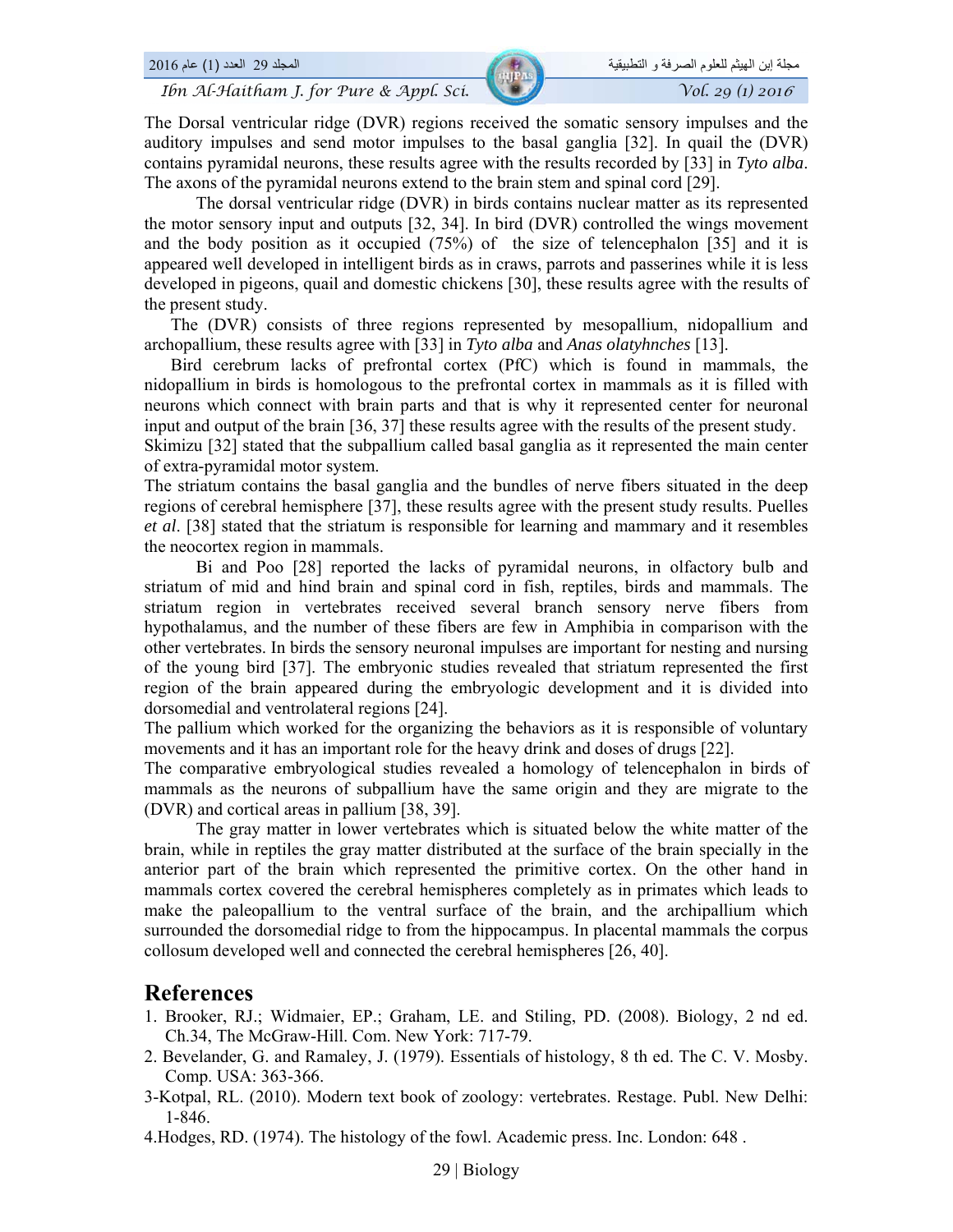The Dorsal ventricular ridge (DVR) regions received the somatic sensory impulses and the auditory impulses and send motor impulses to the basal ganglia [32]. In quail the (DVR) contains pyramidal neurons, these results agree with the results recorded by [33] in *Tyto alba*. The axons of the pyramidal neurons extend to the brain stem and spinal cord [29].

The dorsal ventricular ridge (DVR) in birds contains nuclear matter as its represented the motor sensory input and outputs [32, 34]. In bird (DVR) controlled the wings movement and the body position as it occupied (75%) of the size of telencephalon [35] and it is appeared well developed in intelligent birds as in craws, parrots and passerines while it is less developed in pigeons, quail and domestic chickens [30], these results agree with the results of the present study.

The (DVR) consists of three regions represented by mesopallium, nidopallium and archopallium, these results agree with [33] in *Tyto alba* and *Anas olatyhnches* [13].

Bird cerebrum lacks of prefrontal cortex (PfC) which is found in mammals, the nidopallium in birds is homologous to the prefrontal cortex in mammals as it is filled with neurons which connect with brain parts and that is why it represented center for neuronal input and output of the brain [36, 37] these results agree with the results of the present study.

Skimizu [32] stated that the subpallium called basal ganglia as it represented the main center of extra-pyramidal motor system.

The striatum contains the basal ganglia and the bundles of nerve fibers situated in the deep regions of cerebral hemisphere [37], these results agree with the present study results. Puelles *et al*. [38] stated that the striatum is responsible for learning and mammary and it resembles the neocortex region in mammals.

Bi and Poo [28] reported the lacks of pyramidal neurons, in olfactory bulb and striatum of mid and hind brain and spinal cord in fish, reptiles, birds and mammals. The striatum region in vertebrates received several branch sensory nerve fibers from hypothalamus, and the number of these fibers are few in Amphibia in comparison with the other vertebrates. In birds the sensory neuronal impulses are important for nesting and nursing of the young bird [37]. The embryonic studies revealed that striatum represented the first region of the brain appeared during the embryologic development and it is divided into dorsomedial and ventrolateral regions [24].

The pallium which worked for the organizing the behaviors as it is responsible of voluntary movements and it has an important role for the heavy drink and doses of drugs [22].

The comparative embryological studies revealed a homology of telencephalon in birds of mammals as the neurons of subpallium have the same origin and they are migrate to the (DVR) and cortical areas in pallium [38, 39].

The gray matter in lower vertebrates which is situated below the white matter of the brain, while in reptiles the gray matter distributed at the surface of the brain specially in the anterior part of the brain which represented the primitive cortex. On the other hand in mammals cortex covered the cerebral hemispheres completely as in primates which leads to make the paleopallium to the ventral surface of the brain, and the archipallium which surrounded the dorsomedial ridge to from the hippocampus. In placental mammals the corpus collosum developed well and connected the cerebral hemispheres [26, 40].

## References

1. Brooker, RJ.; Widmaier, EP.; Graham, LE. and Stiling, PD. (2008). Biology, 2 nd ed. Ch.34, The McGraw-Hill. Com. New York: 717-79.
2. Bevelander, G. and Ramaley, J. (1979). Essentials of histology, 8 th ed. The C. V. Mosby. Comp. USA: 363-366.

3-Kotpal, RL. (2010). Modern text book of zoology: vertebrates. Restage. Publ. New Delhi: 1-846.

4.Hodges, RD. (1974). The histology of the fowl. Academic press. Inc. London: 648 .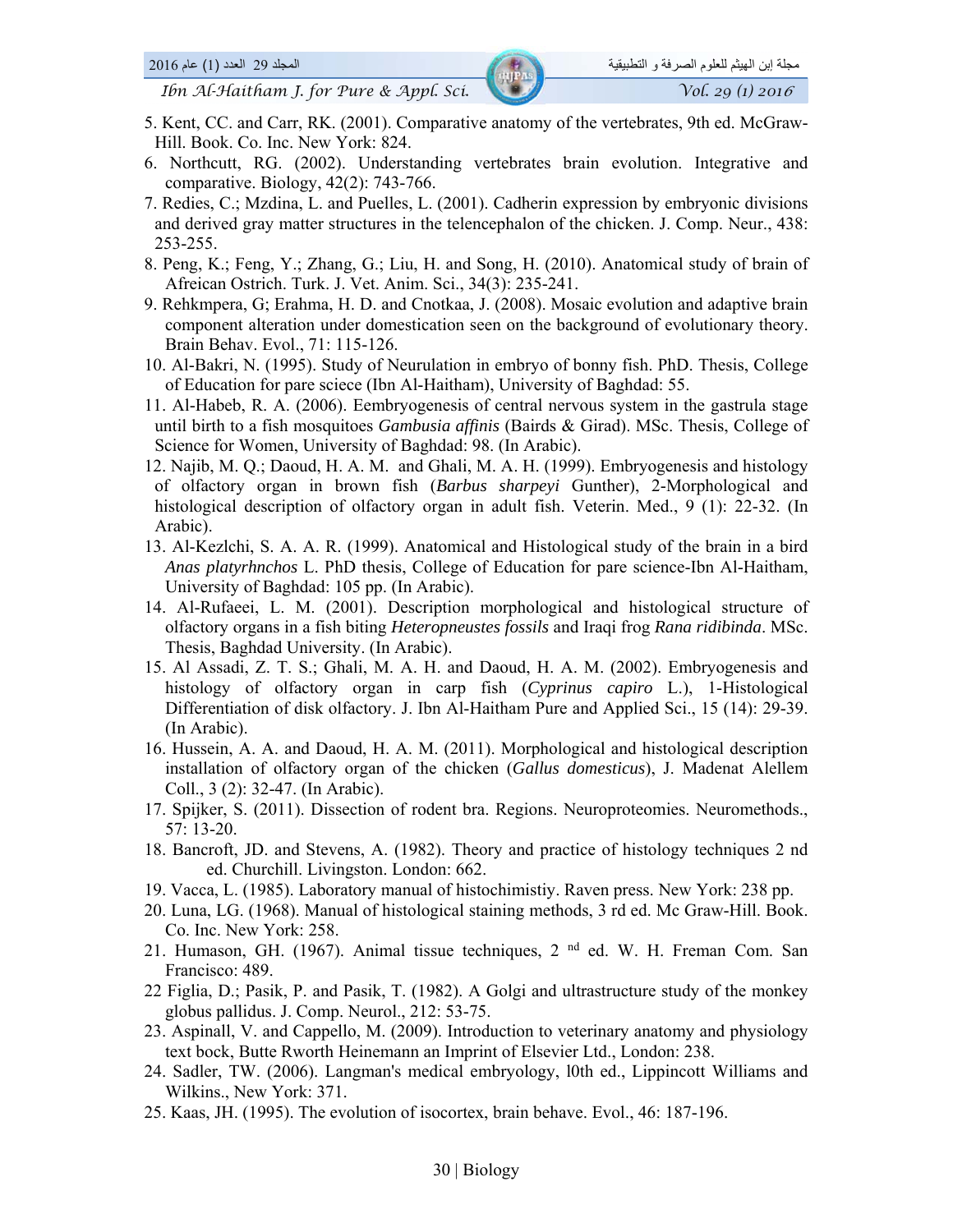5. Kent, CC. and Carr, RK. (2001). Comparative anatomy of the vertebrates, 9th ed. McGraw-Hill. Book. Co. Inc. New York: 824.
6. Northcutt, RG. (2002). Understanding vertebrates brain evolution. Integrative and comparative. Biology, 42(2): 743-766.
7. Redies, C.; Mzdina, L. and Puelles, L. (2001). Cadherin expression by embryonic divisions and derived gray matter structures in the telencephalon of the chicken. J. Comp. Neur., 438: 253-255.
8. Peng, K.; Feng, Y.; Zhang, G.; Liu, H. and Song, H. (2010). Anatomical study of brain of Afreican Ostrich. Turk. J. Vet. Anim. Sci., 34(3): 235-241.
9. Rehkmpera, G; Erahma, H. D. and Cnotkaa, J. (2008). Mosaic evolution and adaptive brain component alteration under domestication seen on the background of evolutionary theory. Brain Behav. Evol., 71: 115-126.
10. Al-Bakri, N. (1995). Study of Neurulation in embryo of bonny fish. PhD. Thesis, College of Education for pare sciece (Ibn Al-Haitham), University of Baghdad: 55.
11. Al-Habeb, R. A. (2006). Embryogenesis of central nervous system in the gastrula stage until birth to a fish mosquitoes *Gambusia affinis* (Bairds & Girad). MSc. Thesis, College of Science for Women, University of Baghdad: 98. (In Arabic).
12. Najib, M. Q.; Daoud, H. A. M. and Ghali, M. A. H. (1999). Embryogenesis and histology of olfactory organ in brown fish (*Barbus sharpeyi* Gunther), 2-Morphological and histological description of olfactory organ in adult fish. Veterin. Med., 9 (1): 22-32. (In Arabic).
13. Al-Kezlchi, S. A. A. R. (1999). Anatomical and Histological study of the brain in a bird *Anas platyrhnchos* L. PhD thesis, College of Education for pare science-Ibn Al-Haitham, University of Baghdad: 105 pp. (In Arabic).
14. Al-Rufaeei, L. M. (2001). Description morphological and histological structure of olfactory organs in a fish biting *Heteropneustes fossils* and Iraqi frog *Rana ridibinda*. MSc. Thesis, Baghdad University. (In Arabic).
15. Al Assadi, Z. T. S.; Ghali, M. A. H. and Daoud, H. A. M. (2002). Embryogenesis and histology of olfactory organ in carp fish (*Cyprinus capiro* L.), 1-Histological Differentiation of disk olfactory. J. Ibn Al-Haitham Pure and Applied Sci., 15 (14): 29-39. (In Arabic).
16. Hussein, A. A. and Daoud, H. A. M. (2011). Morphological and histological description installation of olfactory organ of the chicken (*Gallus domesticus*), J. Madenat Alellem Coll., 3 (2): 32-47. (In Arabic).
17. Spijker, S. (2011). Dissection of rodent bra. Regions. Neuroproteomies. Neuromethods., 57: 13-20.
18. Bancroft, JD. and Stevens, A. (1982). Theory and practice of histology techniques 2 nd ed. Churchill. Livingston. London: 662.
19. Vacca, L. (1985). Laboratory manual of histochimistiy. Raven press. New York: 238 pp.
20. Luna, LG. (1968). Manual of histological staining methods, 3 rd ed. Mc Graw-Hill. Book. Co. Inc. New York: 258.
21. Humason, GH. (1967). Animal tissue techniques, 2 nd ed. W. H. Freman Com. San Francisco: 489.
22 Figlia, D.; Pasik, P. and Pasik, T. (1982). A Golgi and ultrastructure study of the monkey globus pallidus. J. Comp. Neurol., 212: 53-75.
23. Aspinall, V. and Cappello, M. (2009). Introduction to veterinary anatomy and physiology text bock, Butte Rworth Heinemann an Imprint of Elsevier Ltd., London: 238.
24. Sadler, TW. (2006). Langman's medical embryology, l0th ed., Lippincott Williams and Wilkins., New York: 371.
25. Kaas, JH. (1995). The evolution of isocortex, brain behave. Evol., 46: 187-196.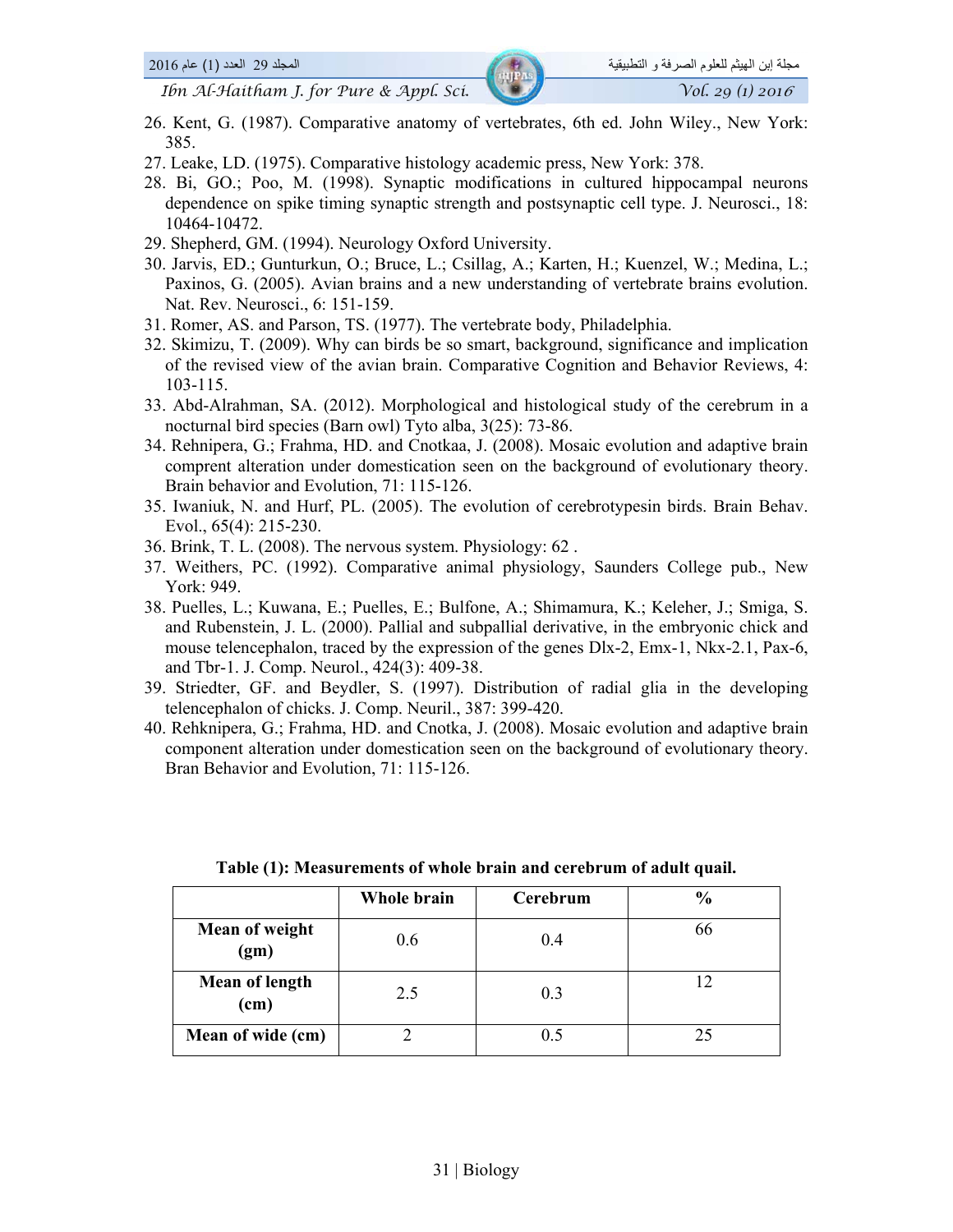26. Kent, G. (1987). Comparative anatomy of vertebrates, 6th ed. John Wiley., New York: 385.
27. Leake, LD. (1975). Comparative histology academic press, New York: 378.
28. Bi, GO.; Poo, M. (1998). Synaptic modifications in cultured hippocampal neurons dependence on spike timing synaptic strength and postsynaptic cell type. J. Neurosci., 18: 10464-10472.
29. Shepherd, GM. (1994). Neurology Oxford University.
30. Jarvis, ED.; Gunturkun, O.; Bruce, L.; Csillag, A.; Karten, H.; Kuenzel, W.; Medina, L.; Paxinos, G. (2005). Avian brains and a new understanding of vertebrate brains evolution. Nat. Rev. Neurosci., 6: 151-159.
31. Romer, AS. and Parson, TS. (1977). The vertebrate body, Philadelphia.
32. Skimizu, T. (2009). Why can birds be so smart, background, significance and implication of the revised view of the avian brain. Comparative Cognition and Behavior Reviews, 4: 103-115.
33. Abd-Alrahman, SA. (2012). Morphological and histological study of the cerebrum in a nocturnal bird species (Barn owl) Tyto alba, 3(25): 73-86.
34. Rehnipera, G.; Frahma, HD. and Cnotkaa, J. (2008). Mosaic evolution and adaptive brain comprent alteration under domestication seen on the background of evolutionary theory. Brain behavior and Evolution, 71: 115-126.
35. Iwaniuk, N. and Hurf, PL. (2005). The evolution of cerebrotypesin birds. Brain Behav. Evol., 65(4): 215-230.
36. Brink, T. L. (2008). The nervous system. Physiology: 62 .
37. Weithers, PC. (1992). Comparative animal physiology, Saunders College pub., New York: 949.
38. Puelles, L.; Kuwana, E.; Puelles, E.; Bulfone, A.; Shimamura, K.; Keleher, J.; Smiga, S. and Rubenstein, J. L. (2000). Pallial and subpallial derivative, in the embryonic chick and mouse telencephalon, traced by the expression of the genes Dlx-2, Emx-1, Nkx-2.1, Pax-6, and Tbr-1. J. Comp. Neurol., 424(3): 409-38.
39. Striedter, GF. and Beydler, S. (1997). Distribution of radial glia in the developing telencephalon of chicks. J. Comp. Neuril., 387: 399-420.
40. Rehknipera, G.; Frahma, HD. and Cnotka, J. (2008). Mosaic evolution and adaptive brain component alteration under domestication seen on the background of evolutionary theory. Bran Behavior and Evolution, 71: 115-126.

**Table (1): Measurements of whole brain and cerebrum of adult quail.**

| | Whole brain | Cerebrum | % |
|---|---|---|---|
| **Mean of weight (gm)** | 0.6 | 0.4 | 66 |
| **Mean of length (cm)** | 2.5 | 0.3 | 12 |
| **Mean of wide (cm)** | 2 | 0.5 | 25 |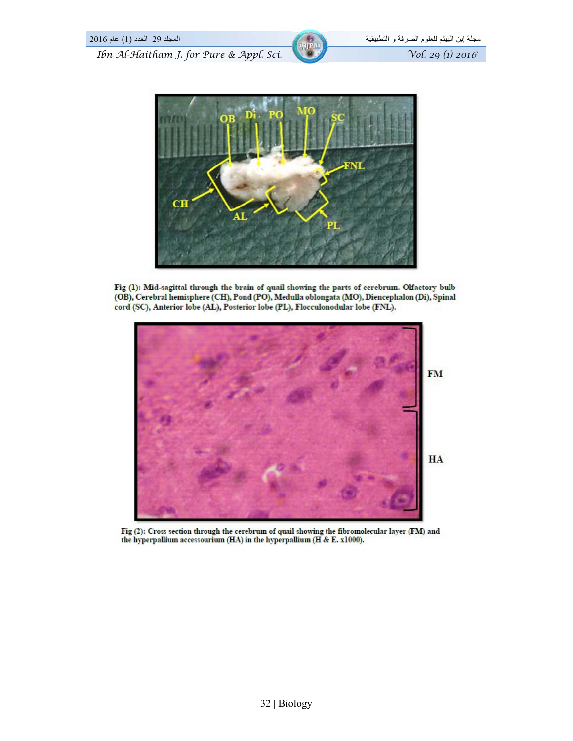Fig (1): Mid-sagittal through the brain of quail showing the parts of cerebrum. Olfactory bulb (OB), Cerebral hemisphere (CH), Pond (PO), Medulla oblongata (MO), Diencephalon (Di), Spinal cord (SC), Anterior lobe (AL), Posterior lobe (PL), Flocculonodular lobe (FNL).

Fig (2): Cross section through the cerebrum of quail showing the fibromolecular layer (FM) and the hyperpallium accessourium (HA) in the hyperpallium (H & E. x1000).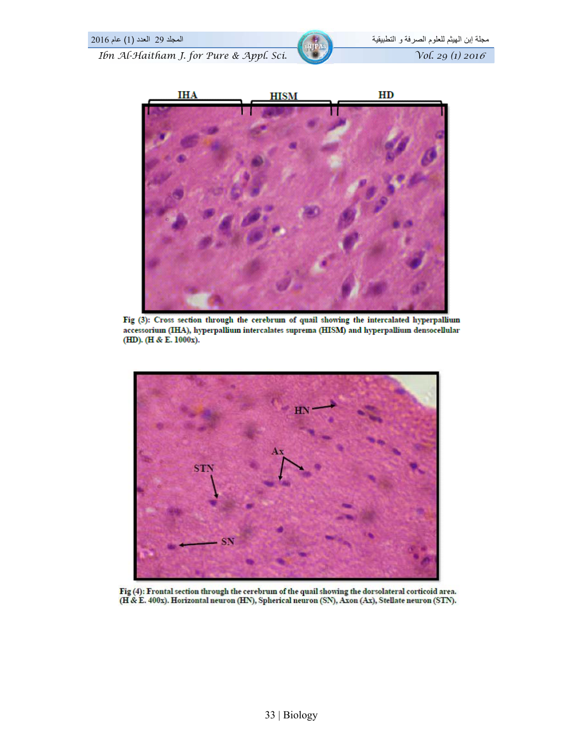**Fig (3):** Cross section through the cerebrum of quail showing the intercalated hyperpallium accessorium (IHA), hyperpallium intercalates suprema (HISM) and hyperpallium densocellular (HD). (H & E. 1000x).

**Fig (4):** Frontal section through the cerebrum of the quail showing the dorsolateral corticoid area. (H & E. 400x). Horizontal neuron (HN), Spherical neuron (SN), Axon (Ax), Stellate neuron (STN).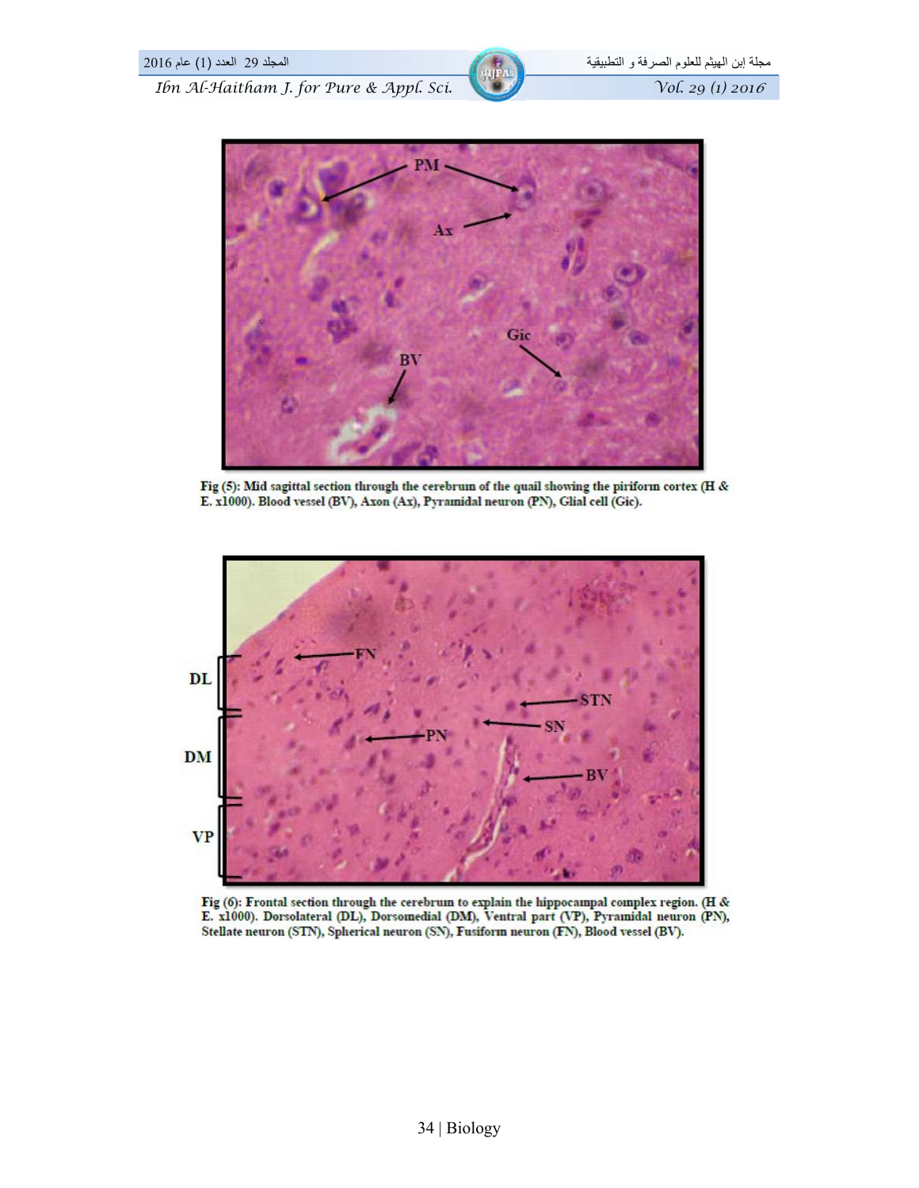Fig (5): Mid sagittal section through the cerebrum of the quail showing the piriform cortex (H & E. x1000). Blood vessel (BV), Axon (Ax), Pyramidal neuron (PN), Glial cell (Gic).

Fig (6): Frontal section through the cerebrum to explain the hippocampal complex region. (H & E. x1000). Dorsolateral (DL), Dorsomedial (DM), Ventral part (VP), Pyramidal neuron (PN), Stellate neuron (STN), Spherical neuron (SN), Fusiform neuron (FN), Blood vessel (BV).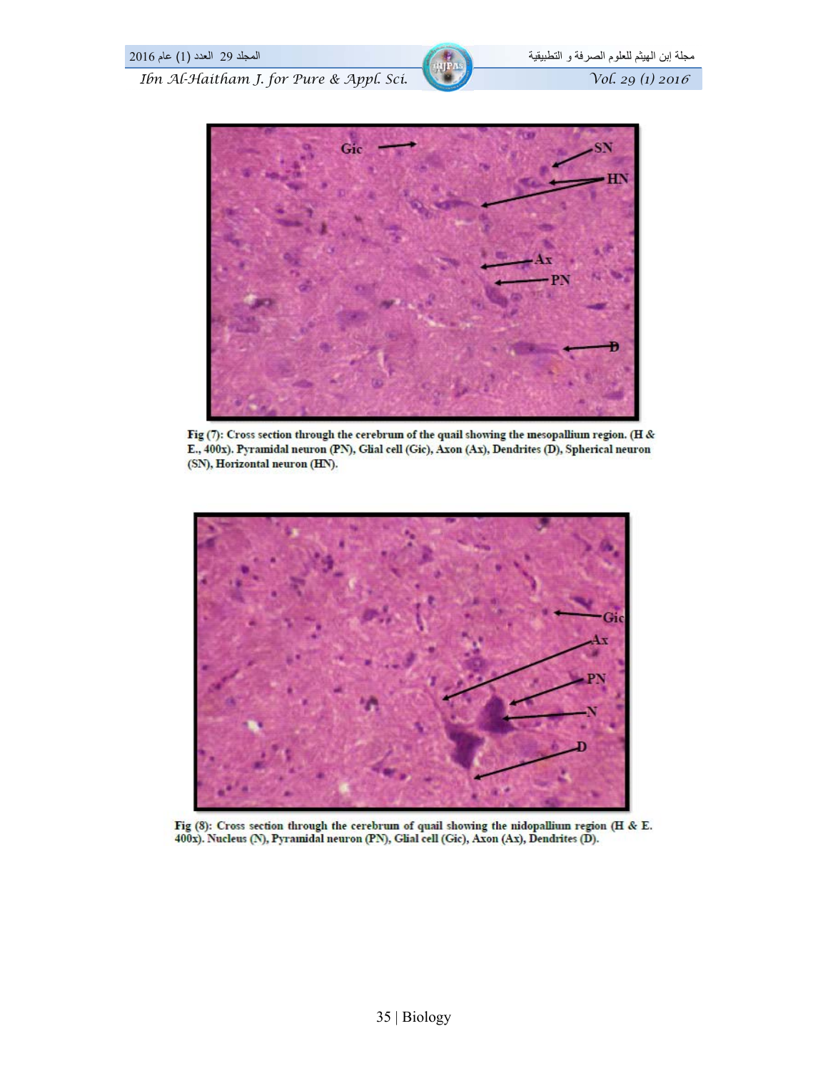Fig (7): Cross section through the cerebrum of the quail showing the mesopallium region. (H & E., 400x). Pyramidal neuron (PN), Glial cell (Gic), Axon (Ax), Dendrites (D), Spherical neuron (SN), Horizontal neuron (HN).

Fig (8): Cross section through the cerebrum of quail showing the nidopallium region (H & E. 400x). Nucleus (N), Pyramidal neuron (PN), Glial cell (Gic), Axon (Ax), Dendrites (D).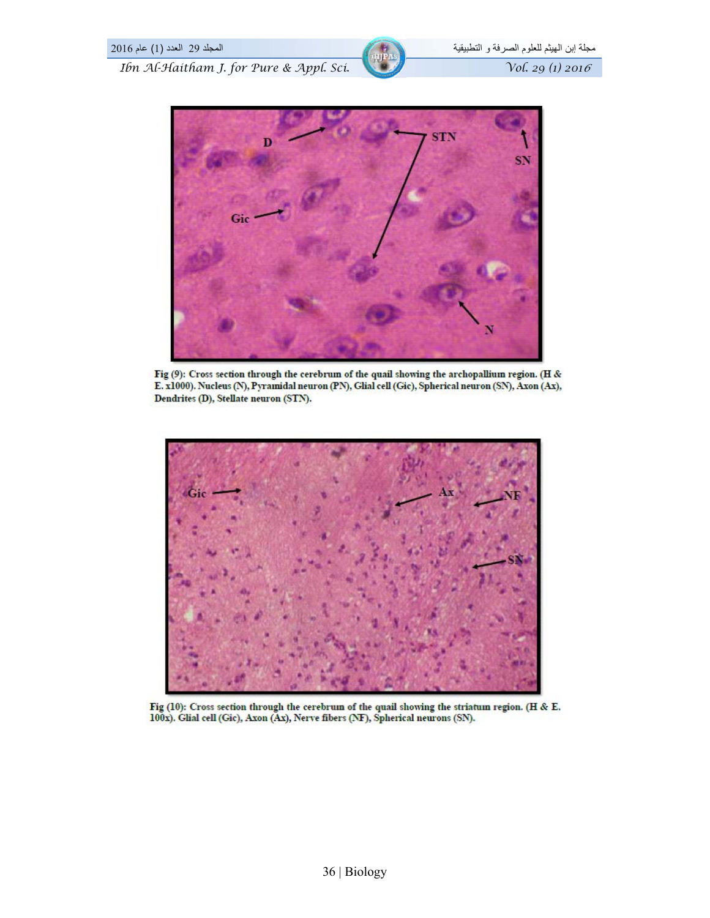Fig (9): Cross section through the cerebrum of the quail showing the archopallium region. (H & E. x1000). Nucleus (N), Pyramidal neuron (PN), Glial cell (Gic), Spherical neuron (SN), Axon (Ax), Dendrites (D), Stellate neuron (STN).

Fig (10): Cross section through the cerebrum of the quail showing the striatum region. (H & E. 100x). Glial cell (Gic), Axon (Ax), Nerve fibers (NF), Spherical neurons (SN).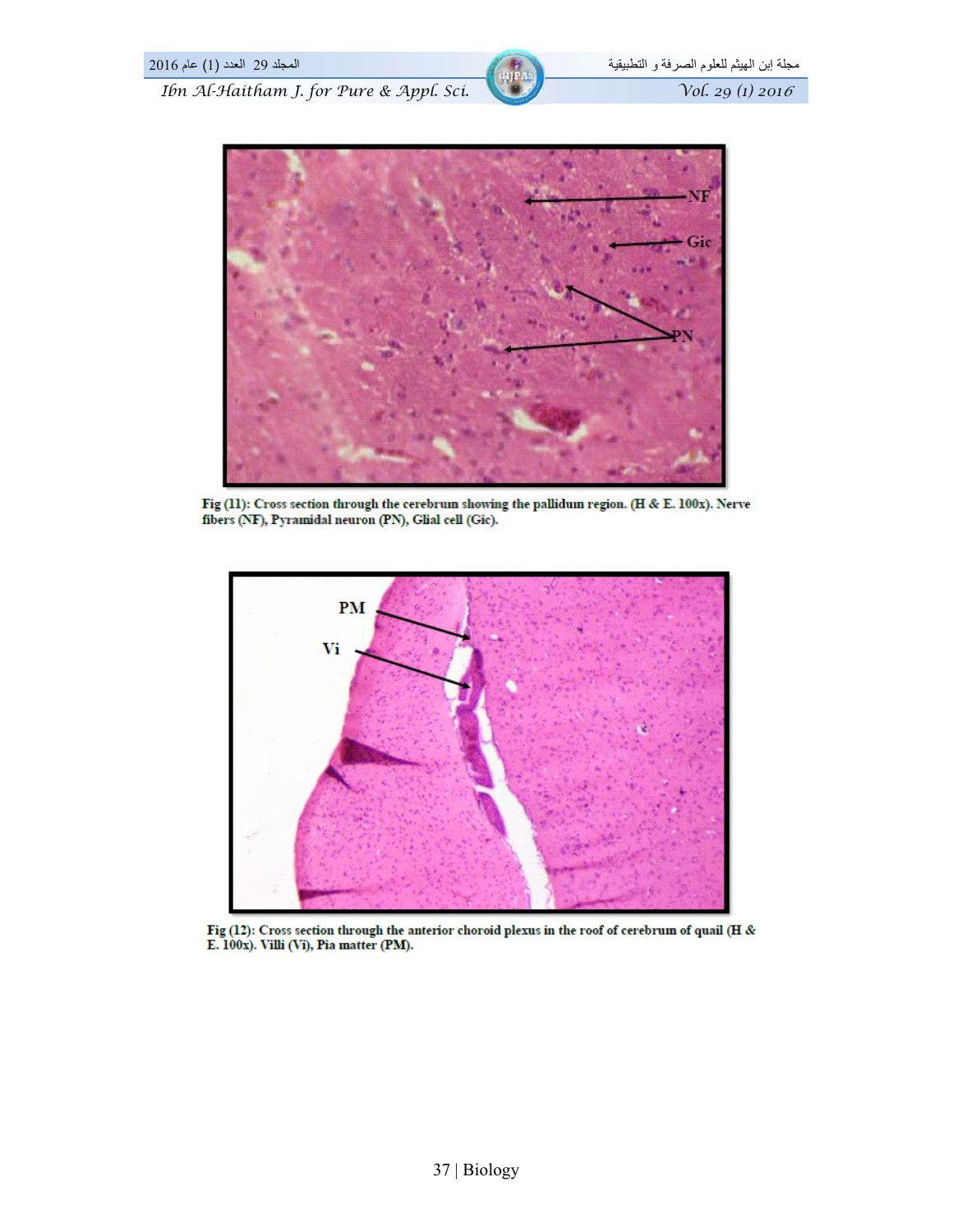Fig (11): Cross section through the cerebrum showing the pallidum region. (H & E. 100x). Nerve fibers (NF), Pyramidal neuron (PN), Glial cell (Gic).

Fig (12): Cross section through the anterior choroid plexus in the roof of cerebrum of quail (H & E. 100x). Villi (Vi), Pia matter (PM).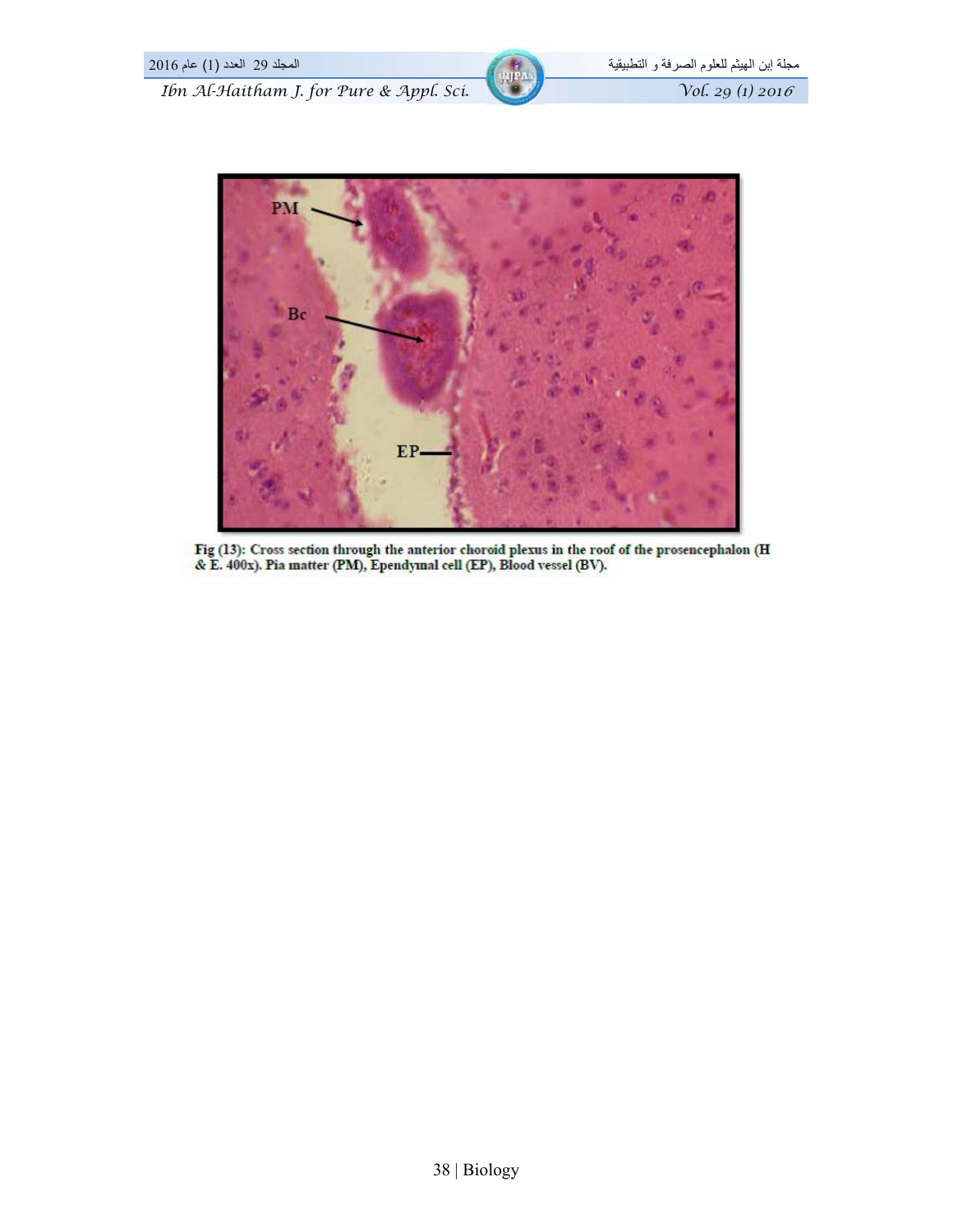Fig (13): Cross section through the anterior choroid plexus in the roof of the prosencephalon (H & E. 400x). Pia matter (PM), Ependymal cell (EP), Blood vessel (BV).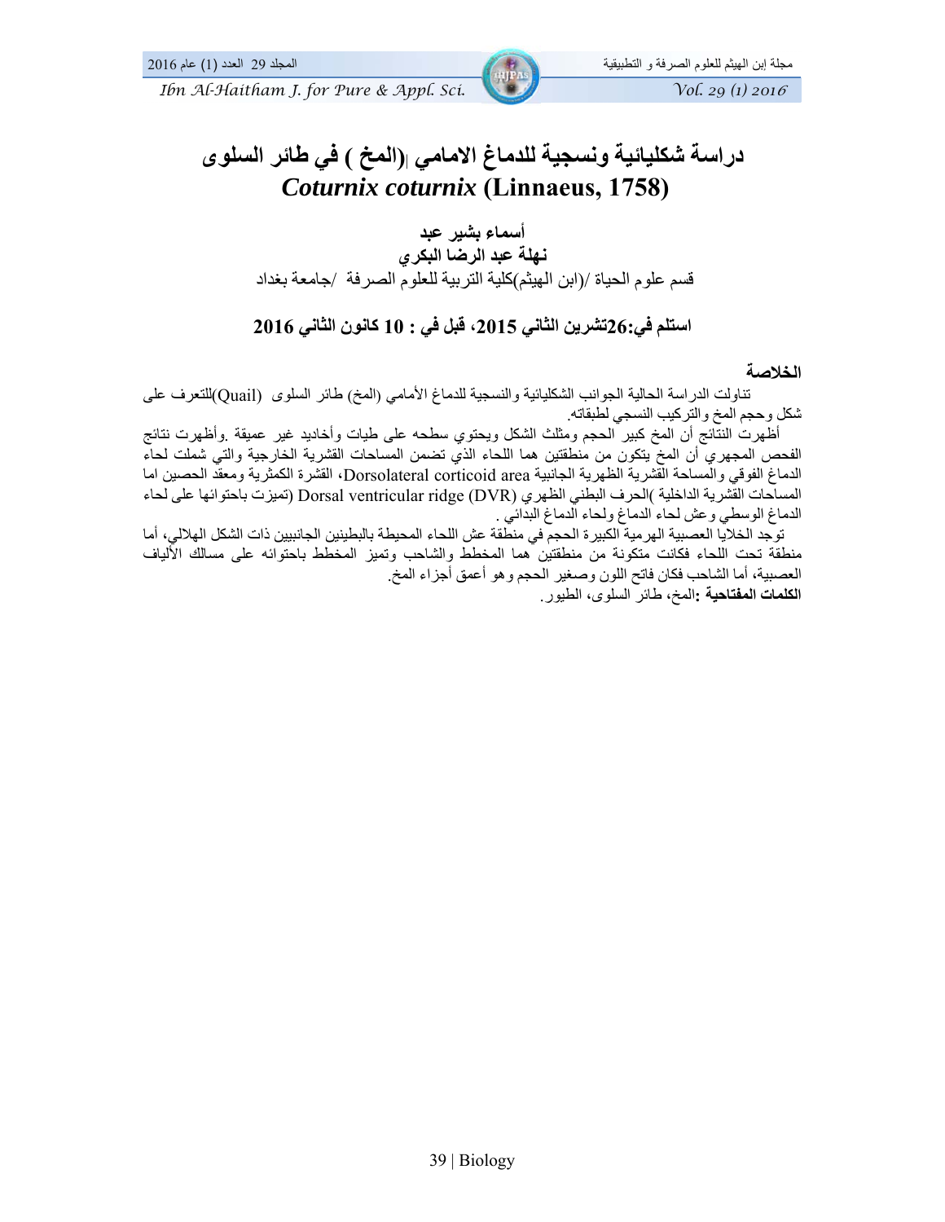# دراسة شكليائية ونسجية للدماغ الامامي (المخ ) في طائر السلوى
# *Coturnix coturnix* (Linnaeus, 1758)

**أسماء بشير عبد**
**نهلة عبد الرضا البكري**

قسم علوم الحياة /(ابن الهيثم)كلية التربية للعلوم الصرفة /جامعة بغداد

**استلم في:26تشرين الثاني 2015، قبل في : 10 كانون الثاني 2016**

**الخلاصة**

تناولت الدراسة الحالية الجوانب الشكليائية والنسجية للدماغ الأمامي (المخ) طائر السلوى (Quail)للتعرف على شكل وحجم المخ والتركيب النسجي لطبقاته.

أظهرت النتائج أن المخ كبير الحجم ومثلث الشكل ويحتوي سطحه على طيات وأخاديد غير عميقة .وأظهرت نتائج الفحص المجهري أن المخ يتكون من منطقتين هما اللحاء الذي تضمن المساحات القشرية الخارجية والتي شملت لحاء الدماغ الفوقي والمساحة القشرية الظهرية الجانبية Dorsolateral corticoid area، القشرة الكمثرية ومعقد الحصين اما المساحات القشرية الداخلية )الحرف البطني الظهري (Dorsal ventricular ridge (DVR) (تميزت باحتوائها على لحاء الدماغ الوسطي وعش لحاء الدماغ ولحاء الدماغ البدائي .

توجد الخلايا العصبية الهرمية الكبيرة الحجم في منطقة عش اللحاء المحيطة بالبطينين الجانبيين ذات الشكل الهلالي، أما منطقة تحت اللحاء فكانت متكونة من منطقتين هما المخطط والشاحب وتميز المخطط باحتوائه على مسالك الألياف العصبية، أما الشاحب فكان فاتح اللون وصغير الحجم وهو أعمق أجزاء المخ.

**الكلمات المفتاحية :**المخ، طائر السلوى، الطيور.